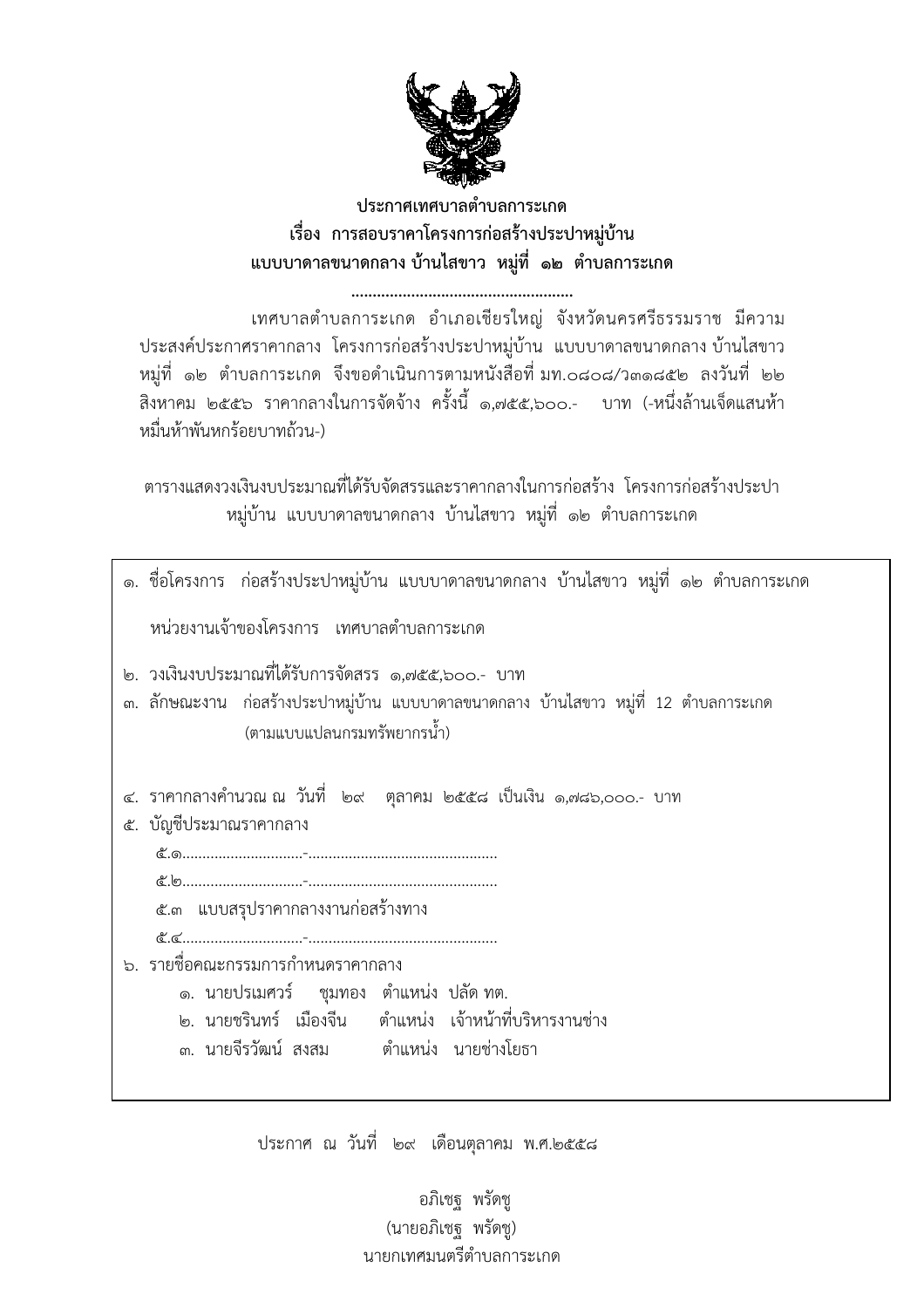**ประกาศเทศบาลตำบลการะเกด**

**เรื่อง การสอบราคาโครงการก่อสร้างประปาหมู่บ้าน**

**แบบบาดาลขนาดกลาง บ้านไสขาว หมู่ที่ ๑๒ ตำบลการะเกด**

...................................................

เทศบาลตำบลการะเกด อำเภอเชียรใหญ่ จังหวัดนครศรีธรรมราช มีความประสงค์ประกาศราคากลาง โครงการก่อสร้างประปาหมู่บ้าน แบบบาดาลขนาดกลาง บ้านไสขาว หมู่ที่ ๑๒ ตำบลการะเกด จึงขอดำเนินการตามหนังสือที่ มท.๐๘๐๘/ว๓๑๘๕๒ ลงวันที่ ๒๒ สิงหาคม ๒๕๕๖ ราคากลางในการจัดจ้าง ครั้งนี้ ๑,๗๕๕,๖๐๐.- บาท (-หนึ่งล้านเจ็ดแสนห้าหมื่นห้าพันหกร้อยบาทถ้วน-)

ตารางแสดงวงเงินงบประมาณที่ได้รับจัดสรรและราคากลางในการก่อสร้าง โครงการก่อสร้างประปาหมู่บ้าน แบบบาดาลขนาดกลาง บ้านไสขาว หมู่ที่ ๑๒ ตำบลการะเกด

๑. ชื่อโครงการ ก่อสร้างประปาหมู่บ้าน แบบบาดาลขนาดกลาง บ้านไสขาว หมู่ที่ ๑๒ ตำบลการะเกด

หน่วยงานเจ้าของโครงการ เทศบาลตำบลการะเกด

๒. วงเงินงบประมาณที่ได้รับการจัดสรร ๑,๗๕๕,๖๐๐.- บาท

๓. ลักษณะงาน ก่อสร้างประปาหมู่บ้าน แบบบาดาลขนาดกลาง บ้านไสขาว หมู่ที่ 12 ตำบลการะเกด (ตามแบบแปลนกรมทรัพยากรน้ำ)

๔. ราคากลางคำนวณ ณ วันที่ ๒๙ ตุลาคม ๒๕๕๘ เป็นเงิน ๑,๗๘๖,๐๐๐.- บาท

๕. บัญชีประมาณราคากลาง

๕.๑..............................-..............................................

๕.๒..............................-..............................................

๕.๓ แบบสรุปราคากลางงานก่อสร้างทาง

๕.๔..............................-..............................................

๖. รายชื่อคณะกรรมการกำหนดราคากลาง

๑. นายปรเมศวร์ ชุมทอง ตำแหน่ง ปลัด ทต.

๒. นายชรินทร์ เมืองจีน ตำแหน่ง เจ้าหน้าที่บริหารงานช่าง

๓. นายจีรวัฒน์ สงสม ตำแหน่ง นายช่างโยธา

ประกาศ ณ วันที่ ๒๙ เดือนตุลาคม พ.ศ.๒๕๕๘

อภิเชฐ พรัดชู

(นายอภิเชฐ พรัดชู)

นายกเทศมนตรีตำบลการะเกด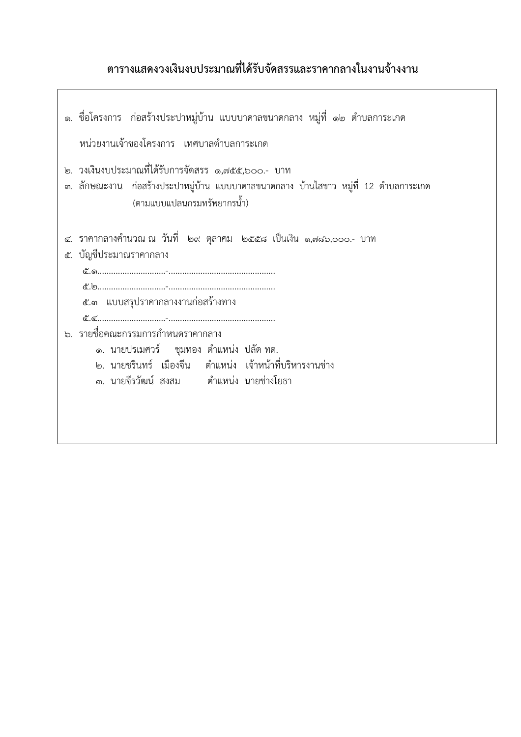## ตารางแสดงวงเงินงบประมาณที่ได้รับจัดสรรและราคากลางในงานจ้างงาน

๑. ชื่อโครงการ ก่อสร้างประปาหมู่บ้าน แบบบาดาลขนาดกลาง หมู่ที่ ๑๒ ตำบลการะเกด

หน่วยงานเจ้าของโครงการ เทศบาลตำบลการะเกด

๒. วงเงินงบประมาณที่ได้รับการจัดสรร ๑,๗๕๕,๖๐๐.- บาท

๓. ลักษณะงาน ก่อสร้างประปาหมู่บ้าน แบบบาดาลขนาดกลาง บ้านไสขาว หมู่ที่ 12 ตำบลการะเกด (ตามแบบแปลนกรมทรัพยากรน้ำ)

๔. ราคากลางคำนวณ ณ วันที่ ๒๙ ตุลาคม ๒๕๕๘ เป็นเงิน ๑,๗๘๖,๐๐๐.- บาท

๕. บัญชีประมาณราคากลาง

๕.๑..............................-...............................................

๕.๒..............................-...............................................

๕.๓ แบบสรุปราคากลางงานก่อสร้างทาง

๕.๔..............................-...............................................

๖. รายชื่อคณะกรรมการกำหนดราคากลาง

๑. นายปรเมศวร์ ชุมทอง ตำแหน่ง ปลัด ทต.

๒. นายชรินทร์ เมืองจีน ตำแหน่ง เจ้าหน้าที่บริหารงานช่าง

๓. นายจีรวัฒน์ สงสม ตำแหน่ง นายช่างโยธา